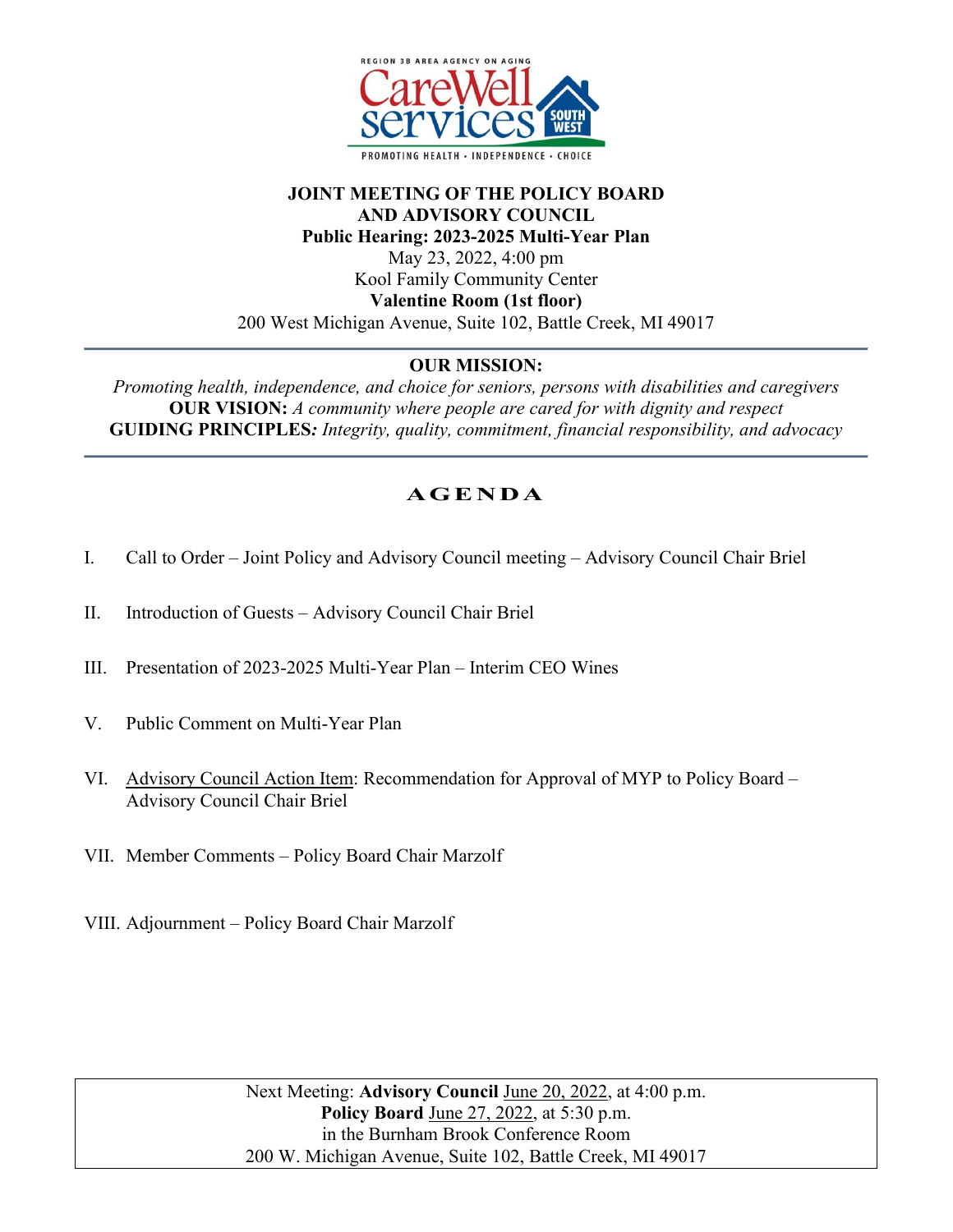REGION 3B AREA AGENCY ON AGING

CareWell Services South West

PROMOTING HEALTH • INDEPENDENCE • CHOICE

**JOINT MEETING OF THE POLICY BOARD**
**AND ADVISORY COUNCIL**
**Public Hearing: 2023-2025 Multi-Year Plan**
May 23, 2022, 4:00 pm
Kool Family Community Center
**Valentine Room (1st floor)**
200 West Michigan Avenue, Suite 102, Battle Creek, MI 49017

---

**OUR MISSION:**
*Promoting health, independence, and choice for seniors, persons with disabilities and caregivers*
**OUR VISION:** *A community where people are cared for with dignity and respect*
**GUIDING PRINCIPLES:** *Integrity, quality, commitment, financial responsibility, and advocacy*

---

## AGENDA

I. Call to Order – Joint Policy and Advisory Council meeting – Advisory Council Chair Briel

II. Introduction of Guests – Advisory Council Chair Briel

III. Presentation of 2023-2025 Multi-Year Plan – Interim CEO Wines

V. Public Comment on Multi-Year Plan

VI. Advisory Council Action Item: Recommendation for Approval of MYP to Policy Board – Advisory Council Chair Briel

VII. Member Comments – Policy Board Chair Marzolf

VIII. Adjournment – Policy Board Chair Marzolf

---

Next Meeting: **Advisory Council** June 20, 2022, at 4:00 p.m.
**Policy Board** June 27, 2022, at 5:30 p.m.
in the Burnham Brook Conference Room
200 W. Michigan Avenue, Suite 102, Battle Creek, MI 49017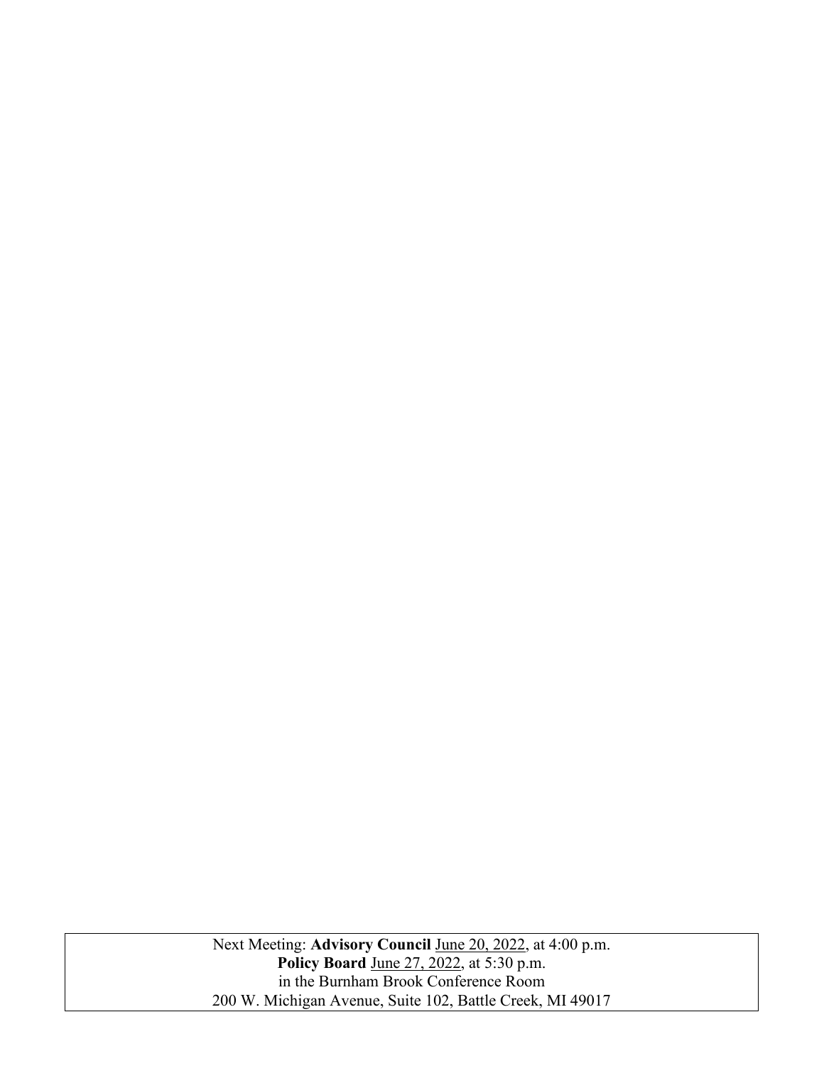Next Meeting: **Advisory Council** June 20, 2022, at 4:00 p.m.
**Policy Board** June 27, 2022, at 5:30 p.m.
in the Burnham Brook Conference Room
200 W. Michigan Avenue, Suite 102, Battle Creek, MI 49017